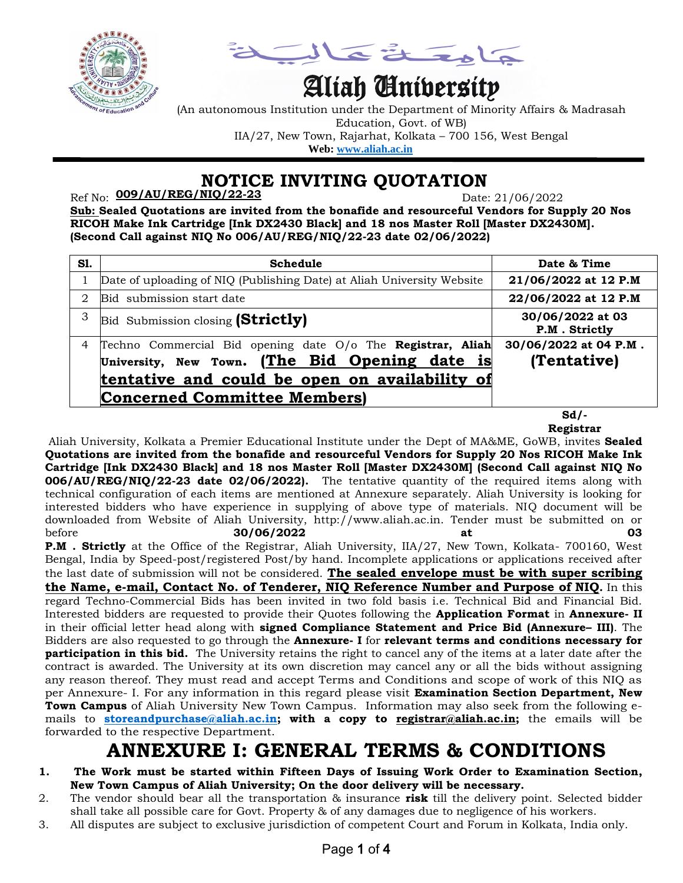جامعة عالية

# Aliah University

(An autonomous Institution under the Department of Minority Affairs & Madrasah Education, Govt. of WB)
IIA/27, New Town, Rajarhat, Kolkata – 700 156, West Bengal
**Web: www.aliah.ac.in**

## NOTICE INVITING QUOTATION

Ref No: **009/AU/REG/NIQ/22-23** Date: 21/06/2022

**Sub: Sealed Quotations are invited from the bonafide and resourceful Vendors for Supply 20 Nos RICOH Make Ink Cartridge [Ink DX2430 Black] and 18 nos Master Roll [Master DX2430M]. (Second Call against NIQ No 006/AU/REG/NIQ/22-23 date 02/06/2022)**

| Sl. | Schedule | Date & Time |
|---|---|---|
| 1 | Date of uploading of NIQ (Publishing Date) at Aliah University Website | **21/06/2022 at 12 P.M** |
| 2 | Bid submission start date | **22/06/2022 at 12 P.M** |
| 3 | Bid Submission closing **(Strictly)** | **30/06/2022 at 03 P.M . Strictly** |
| 4 | Techno Commercial Bid opening date O/o The **Registrar, Aliah University, New Town. (The Bid Opening date is tentative and could be open on availability of Concerned Committee Members)** | **30/06/2022 at 04 P.M . (Tentative)** |

**Sd/-**
**Registrar**

Aliah University, Kolkata a Premier Educational Institute under the Dept of MA&ME, GoWB, invites **Sealed Quotations are invited from the bonafide and resourceful Vendors for Supply 20 Nos RICOH Make Ink Cartridge [Ink DX2430 Black] and 18 nos Master Roll [Master DX2430M] (Second Call against NIQ No 006/AU/REG/NIQ/22-23 date 02/06/2022).** The tentative quantity of the required items along with technical configuration of each items are mentioned at Annexure separately. Aliah University is looking for interested bidders who have experience in supplying of above type of materials. NIQ document will be downloaded from Website of Aliah University, http://www.aliah.ac.in. Tender must be submitted on or before **30/06/2022 at 03 P.M . Strictly** at the Office of the Registrar, Aliah University, IIA/27, New Town, Kolkata- 700160, West Bengal, India by Speed-post/registered Post/by hand. Incomplete applications or applications received after the last date of submission will not be considered. **The sealed envelope must be with super scribing the Name, e-mail, Contact No. of Tenderer, NIQ Reference Number and Purpose of NIQ.** In this regard Techno-Commercial Bids has been invited in two fold basis i.e. Technical Bid and Financial Bid. Interested bidders are requested to provide their Quotes following the **Application Format** in **Annexure- II** in their official letter head along with **signed Compliance Statement and Price Bid (Annexure– III)**. The Bidders are also requested to go through the **Annexure- I** for **relevant terms and conditions necessary for participation in this bid.** The University retains the right to cancel any of the items at a later date after the contract is awarded. The University at its own discretion may cancel any or all the bids without assigning any reason thereof. They must read and accept Terms and Conditions and scope of work of this NIQ as per Annexure- I. For any information in this regard please visit **Examination Section Department, New Town Campus** of Aliah University New Town Campus. Information may also seek from the following e-mails to **storeandpurchase@aliah.ac.in; with a copy to registrar@aliah.ac.in;** the emails will be forwarded to the respective Department.

# ANNEXURE I: GENERAL TERMS & CONDITIONS

1. **The Work must be started within Fifteen Days of Issuing Work Order to Examination Section, New Town Campus of Aliah University; On the door delivery will be necessary.**
2. The vendor should bear all the transportation & insurance **risk** till the delivery point. Selected bidder shall take all possible care for Govt. Property & of any damages due to negligence of his workers.
3. All disputes are subject to exclusive jurisdiction of competent Court and Forum in Kolkata, India only.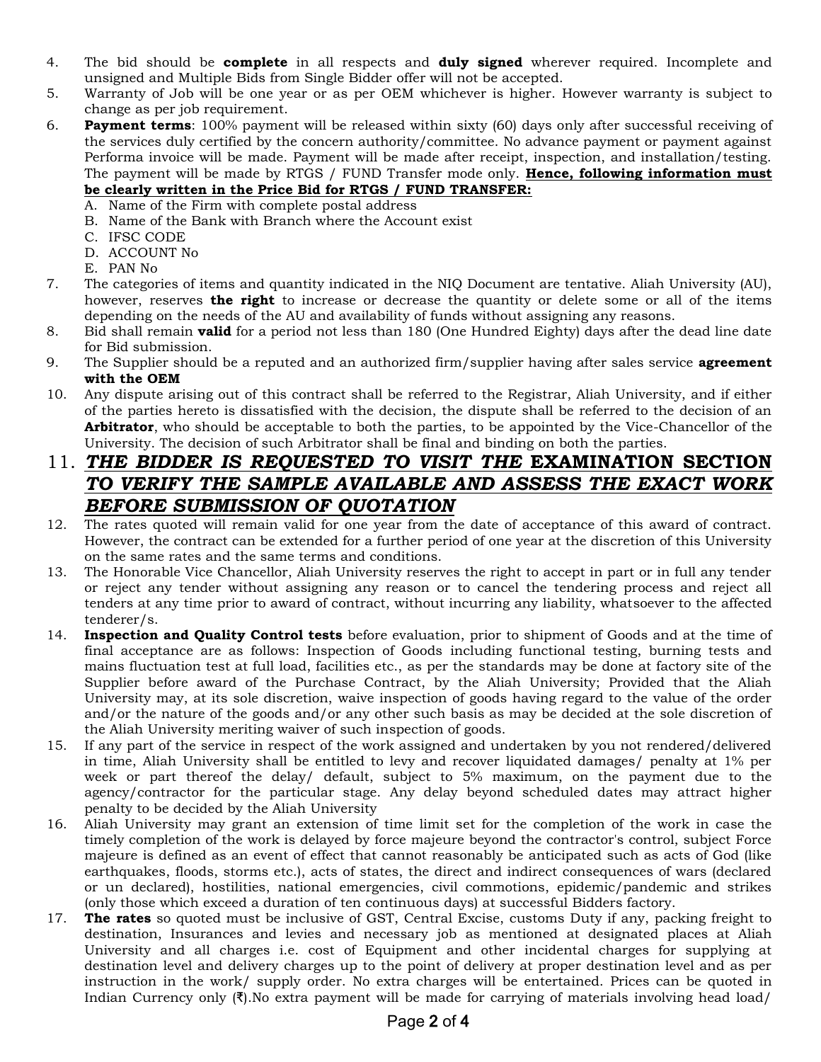4. The bid should be **complete** in all respects and **duly signed** wherever required. Incomplete and unsigned and Multiple Bids from Single Bidder offer will not be accepted.
5. Warranty of Job will be one year or as per OEM whichever is higher. However warranty is subject to change as per job requirement.
6. **Payment terms**: 100% payment will be released within sixty (60) days only after successful receiving of the services duly certified by the concern authority/committee. No advance payment or payment against Performa invoice will be made. Payment will be made after receipt, inspection, and installation/testing. The payment will be made by RTGS / FUND Transfer mode only. **<u>Hence, following information must be clearly written in the Price Bid for RTGS / FUND TRANSFER:</u>**
   A. Name of the Firm with complete postal address
   B. Name of the Bank with Branch where the Account exist
   C. IFSC CODE
   D. ACCOUNT No
   E. PAN No
7. The categories of items and quantity indicated in the NIQ Document are tentative. Aliah University (AU), however, reserves **the right** to increase or decrease the quantity or delete some or all of the items depending on the needs of the AU and availability of funds without assigning any reasons.
8. Bid shall remain **valid** for a period not less than 180 (One Hundred Eighty) days after the dead line date for Bid submission.
9. The Supplier should be a reputed and an authorized firm/supplier having after sales service **agreement with the OEM**
10. Any dispute arising out of this contract shall be referred to the Registrar, Aliah University, and if either of the parties hereto is dissatisfied with the decision, the dispute shall be referred to the decision of an **Arbitrator**, who should be acceptable to both the parties, to be appointed by the Vice-Chancellor of the University. The decision of such Arbitrator shall be final and binding on both the parties.
11. ***<u>THE BIDDER IS REQUESTED TO VISIT THE</u>* <u>EXAMINATION SECTION</u> *<u>TO VERIFY THE SAMPLE AVAILABLE AND ASSESS THE EXACT WORK BEFORE SUBMISSION OF QUOTATION</u>***
12. The rates quoted will remain valid for one year from the date of acceptance of this award of contract. However, the contract can be extended for a further period of one year at the discretion of this University on the same rates and the same terms and conditions.
13. The Honorable Vice Chancellor, Aliah University reserves the right to accept in part or in full any tender or reject any tender without assigning any reason or to cancel the tendering process and reject all tenders at any time prior to award of contract, without incurring any liability, whatsoever to the affected tenderer/s.
14. **Inspection and Quality Control tests** before evaluation, prior to shipment of Goods and at the time of final acceptance are as follows: Inspection of Goods including functional testing, burning tests and mains fluctuation test at full load, facilities etc., as per the standards may be done at factory site of the Supplier before award of the Purchase Contract, by the Aliah University; Provided that the Aliah University may, at its sole discretion, waive inspection of goods having regard to the value of the order and/or the nature of the goods and/or any other such basis as may be decided at the sole discretion of the Aliah University meriting waiver of such inspection of goods.
15. If any part of the service in respect of the work assigned and undertaken by you not rendered/delivered in time, Aliah University shall be entitled to levy and recover liquidated damages/ penalty at 1% per week or part thereof the delay/ default, subject to 5% maximum, on the payment due to the agency/contractor for the particular stage. Any delay beyond scheduled dates may attract higher penalty to be decided by the Aliah University
16. Aliah University may grant an extension of time limit set for the completion of the work in case the timely completion of the work is delayed by force majeure beyond the contractor's control, subject Force majeure is defined as an event of effect that cannot reasonably be anticipated such as acts of God (like earthquakes, floods, storms etc.), acts of states, the direct and indirect consequences of wars (declared or un declared), hostilities, national emergencies, civil commotions, epidemic/pandemic and strikes (only those which exceed a duration of ten continuous days) at successful Bidders factory.
17. **The rates** so quoted must be inclusive of GST, Central Excise, customs Duty if any, packing freight to destination, Insurances and levies and necessary job as mentioned at designated places at Aliah University and all charges i.e. cost of Equipment and other incidental charges for supplying at destination level and delivery charges up to the point of delivery at proper destination level and as per instruction in the work/ supply order. No extra charges will be entertained. Prices can be quoted in Indian Currency only (₹).No extra payment will be made for carrying of materials involving head load/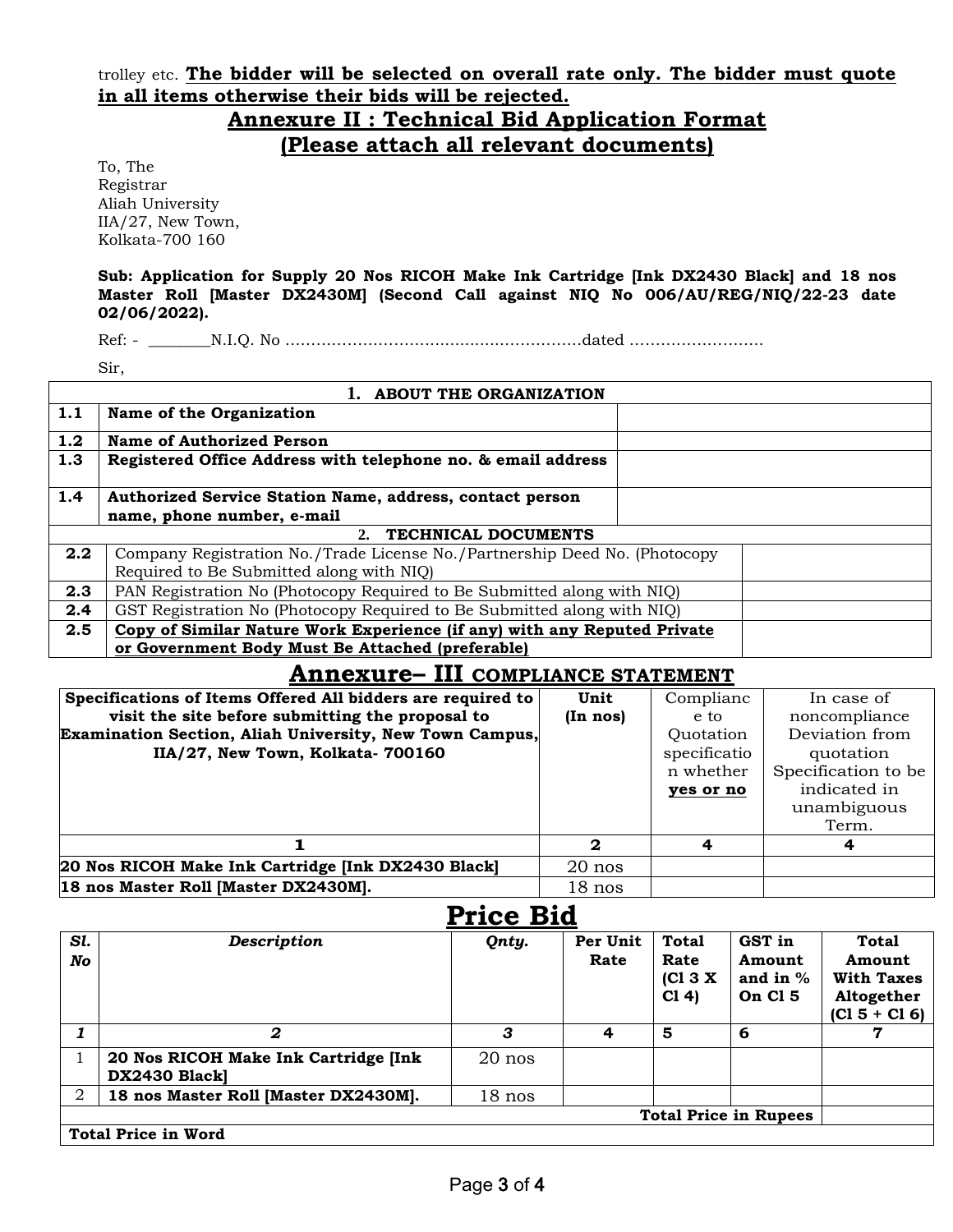trolley etc. **The bidder will be selected on overall rate only. The bidder must quote in all items otherwise their bids will be rejected.**

## Annexure II : Technical Bid Application Format

## (Please attach all relevant documents)

To, The
Registrar
Aliah University
IIA/27, New Town,
Kolkata-700 160

**Sub: Application for Supply 20 Nos RICOH Make Ink Cartridge [Ink DX2430 Black] and 18 nos Master Roll [Master DX2430M] (Second Call against NIQ No 006/AU/REG/NIQ/22-23 date 02/06/2022).**

Ref: - ________N.I.Q. No …………………………………………………dated ……………………..

Sir,

| **1. ABOUT THE ORGANIZATION** | | |
|---|---|---|
| **1.1** | **Name of the Organization** | |
| **1.2** | **Name of Authorized Person** | |
| **1.3** | **Registered Office Address with telephone no. & email address** | |
| **1.4** | **Authorized Service Station Name, address, contact person name, phone number, e-mail** | |
| **2. TECHNICAL DOCUMENTS** | | |
| **2.2** | Company Registration No./Trade License No./Partnership Deed No. (Photocopy Required to Be Submitted along with NIQ) | |
| **2.3** | PAN Registration No (Photocopy Required to Be Submitted along with NIQ) | |
| **2.4** | GST Registration No (Photocopy Required to Be Submitted along with NIQ) | |
| **2.5** | **Copy of Similar Nature Work Experience (if any) with any Reputed Private or Government Body Must Be Attached (preferable)** | |

## Annexure– III COMPLIANCE STATEMENT

| **Specifications of Items Offered All bidders are required to visit the site before submitting the proposal to Examination Section, Aliah University, New Town Campus, IIA/27, New Town, Kolkata- 700160** | **Unit (In nos)** | Compliance to Quotation specification whether **yes or no** | In case of noncompliance Deviation from quotation Specification to be indicated in unambiguous Term. |
|---|---|---|---|
| **1** | **2** | **4** | **4** |
| **20 Nos RICOH Make Ink Cartridge [Ink DX2430 Black]** | 20 nos | | |
| **18 nos Master Roll [Master DX2430M].** | 18 nos | | |

## Price Bid

| ***Sl. No*** | ***Description*** | ***Qnty.*** | **Per Unit Rate** | **Total Rate (Cl 3 X Cl 4)** | **GST in Amount and in % On Cl 5** | **Total Amount With Taxes Altogether (Cl 5 + Cl 6)** |
|---|---|---|---|---|---|---|
| ***1*** | ***2*** | ***3*** | **4** | **5** | **6** | **7** |
| 1 | **20 Nos RICOH Make Ink Cartridge [Ink DX2430 Black]** | 20 nos | | | | |
| 2 | **18 nos Master Roll [Master DX2430M].** | 18 nos | | | | |
| | | | | | **Total Price in Rupees** | |
| **Total Price in Word** | | | | | | |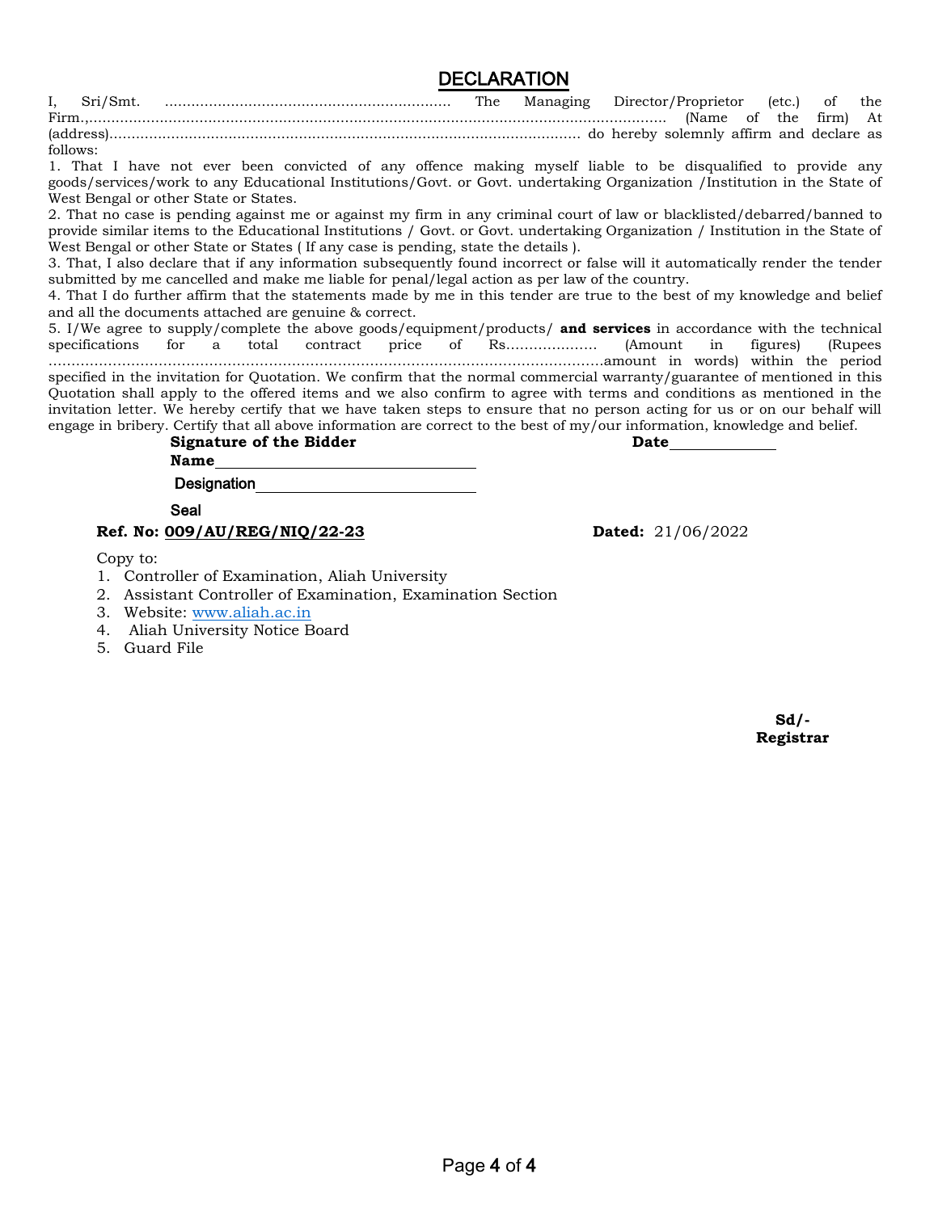## DECLARATION

I, Sri/Smt. ……………………………………………………… The Managing Director/Proprietor (etc.) of the Firm.,……………………………………………………………………………………………………………… (Name of the firm) At (address)……………………………………………………………………………………………… do hereby solemnly affirm and declare as follows:

1. That I have not ever been convicted of any offence making myself liable to be disqualified to provide any goods/services/work to any Educational Institutions/Govt. or Govt. undertaking Organization /Institution in the State of West Bengal or other State or States.
2. That no case is pending against me or against my firm in any criminal court of law or blacklisted/debarred/banned to provide similar items to the Educational Institutions / Govt. or Govt. undertaking Organization / Institution in the State of West Bengal or other State or States ( If any case is pending, state the details ).
3. That, I also declare that if any information subsequently found incorrect or false will it automatically render the tender submitted by me cancelled and make me liable for penal/legal action as per law of the country.
4. That I do further affirm that the statements made by me in this tender are true to the best of my knowledge and belief and all the documents attached are genuine & correct.
5. I/We agree to supply/complete the above goods/equipment/products/ **and services** in accordance with the technical specifications for a total contract price of Rs……………….. (Amount in figures) (Rupees ……………………………………………………………………………………………………amount in words) within the period specified in the invitation for Quotation. We confirm that the normal commercial warranty/guarantee of mentioned in this Quotation shall apply to the offered items and we also confirm to agree with terms and conditions as mentioned in the invitation letter. We hereby certify that we have taken steps to ensure that no person acting for us or on our behalf will engage in bribery. Certify that all above information are correct to the best of my/our information, knowledge and belief.

**Signature of the Bidder** **Date**\_\_\_\_\_\_\_\_\_\_\_\_

**Name**\_\_\_\_\_\_\_\_\_\_\_\_\_\_\_\_\_\_\_\_\_\_\_\_\_\_\_\_

Designation\_\_\_\_\_\_\_\_\_\_\_\_\_\_\_\_\_\_\_\_\_\_\_\_\_\_\_\_

Seal

**Ref. No: 009/AU/REG/NIQ/22-23** **Dated:** 21/06/2022

Copy to:

1. Controller of Examination, Aliah University
2. Assistant Controller of Examination, Examination Section
3. Website: www.aliah.ac.in
4. Aliah University Notice Board
5. Guard File

**Sd/-**
**Registrar**